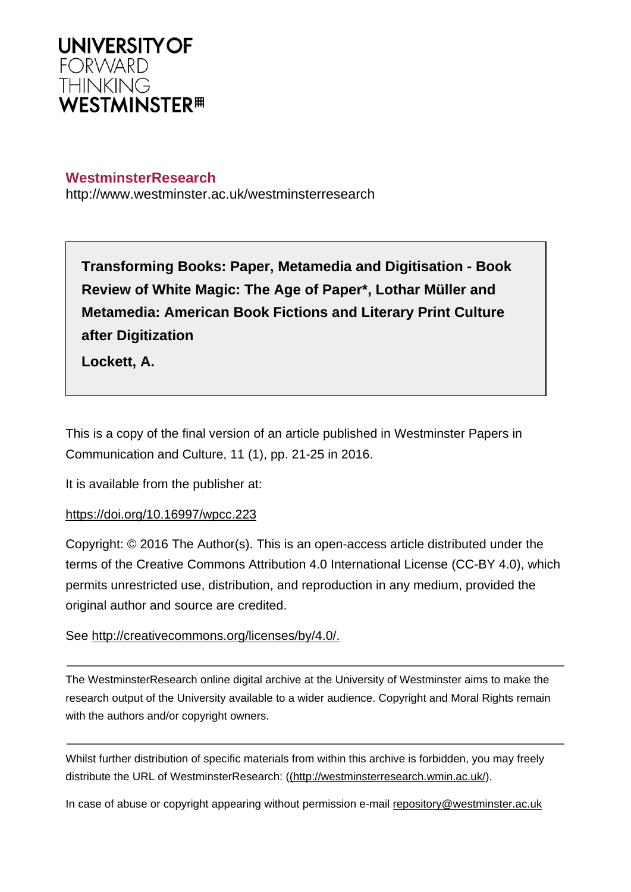UNIVERSITY OF
FORWARD
THINKING
WESTMINSTER

**WestminsterResearch**
http://www.westminster.ac.uk/westminsterresearch

**Transforming Books: Paper, Metamedia and Digitisation - Book Review of White Magic: The Age of Paper*, Lothar Müller and Metamedia: American Book Fictions and Literary Print Culture after Digitization**

**Lockett, A.**

This is a copy of the final version of an article published in Westminster Papers in Communication and Culture, 11 (1), pp. 21-25 in 2016.

It is available from the publisher at:

https://doi.org/10.16997/wpcc.223

Copyright: © 2016 The Author(s). This is an open-access article distributed under the terms of the Creative Commons Attribution 4.0 International License (CC-BY 4.0), which permits unrestricted use, distribution, and reproduction in any medium, provided the original author and source are credited.

See http://creativecommons.org/licenses/by/4.0/.

---

The WestminsterResearch online digital archive at the University of Westminster aims to make the research output of the University available to a wider audience. Copyright and Moral Rights remain with the authors and/or copyright owners.

---

Whilst further distribution of specific materials from within this archive is forbidden, you may freely distribute the URL of WestminsterResearch: ((http://westminsterresearch.wmin.ac.uk/).

In case of abuse or copyright appearing without permission e-mail repository@westminster.ac.uk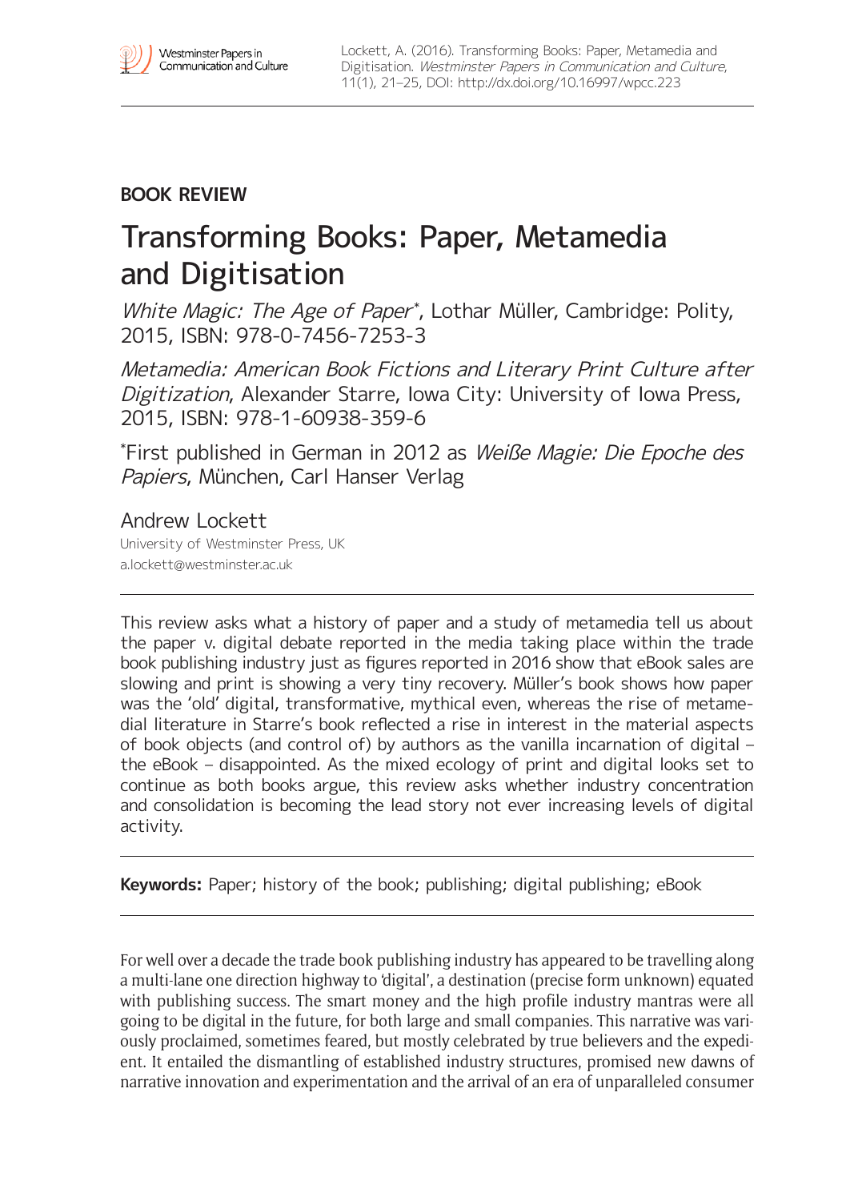**BOOK REVIEW**

# Transforming Books: Paper, Metamedia and Digitisation

*White Magic: The Age of Paper*\*, Lothar Müller, Cambridge: Polity, 2015, ISBN: 978-0-7456-7253-3

*Metamedia: American Book Fictions and Literary Print Culture after Digitization*, Alexander Starre, Iowa City: University of Iowa Press, 2015, ISBN: 978-1-60938-359-6

\*First published in German in 2012 as *Weiße Magie: Die Epoche des Papiers*, München, Carl Hanser Verlag

Andrew Lockett
University of Westminster Press, UK
a.lockett@westminster.ac.uk

This review asks what a history of paper and a study of metamedia tell us about the paper v. digital debate reported in the media taking place within the trade book publishing industry just as figures reported in 2016 show that eBook sales are slowing and print is showing a very tiny recovery. Müller's book shows how paper was the 'old' digital, transformative, mythical even, whereas the rise of metamedial literature in Starre's book reflected a rise in interest in the material aspects of book objects (and control of) by authors as the vanilla incarnation of digital – the eBook – disappointed. As the mixed ecology of print and digital looks set to continue as both books argue, this review asks whether industry concentration and consolidation is becoming the lead story not ever increasing levels of digital activity.

**Keywords:** Paper; history of the book; publishing; digital publishing; eBook

For well over a decade the trade book publishing industry has appeared to be travelling along a multi-lane one direction highway to 'digital', a destination (precise form unknown) equated with publishing success. The smart money and the high profile industry mantras were all going to be digital in the future, for both large and small companies. This narrative was variously proclaimed, sometimes feared, but mostly celebrated by true believers and the expedient. It entailed the dismantling of established industry structures, promised new dawns of narrative innovation and experimentation and the arrival of an era of unparalleled consumer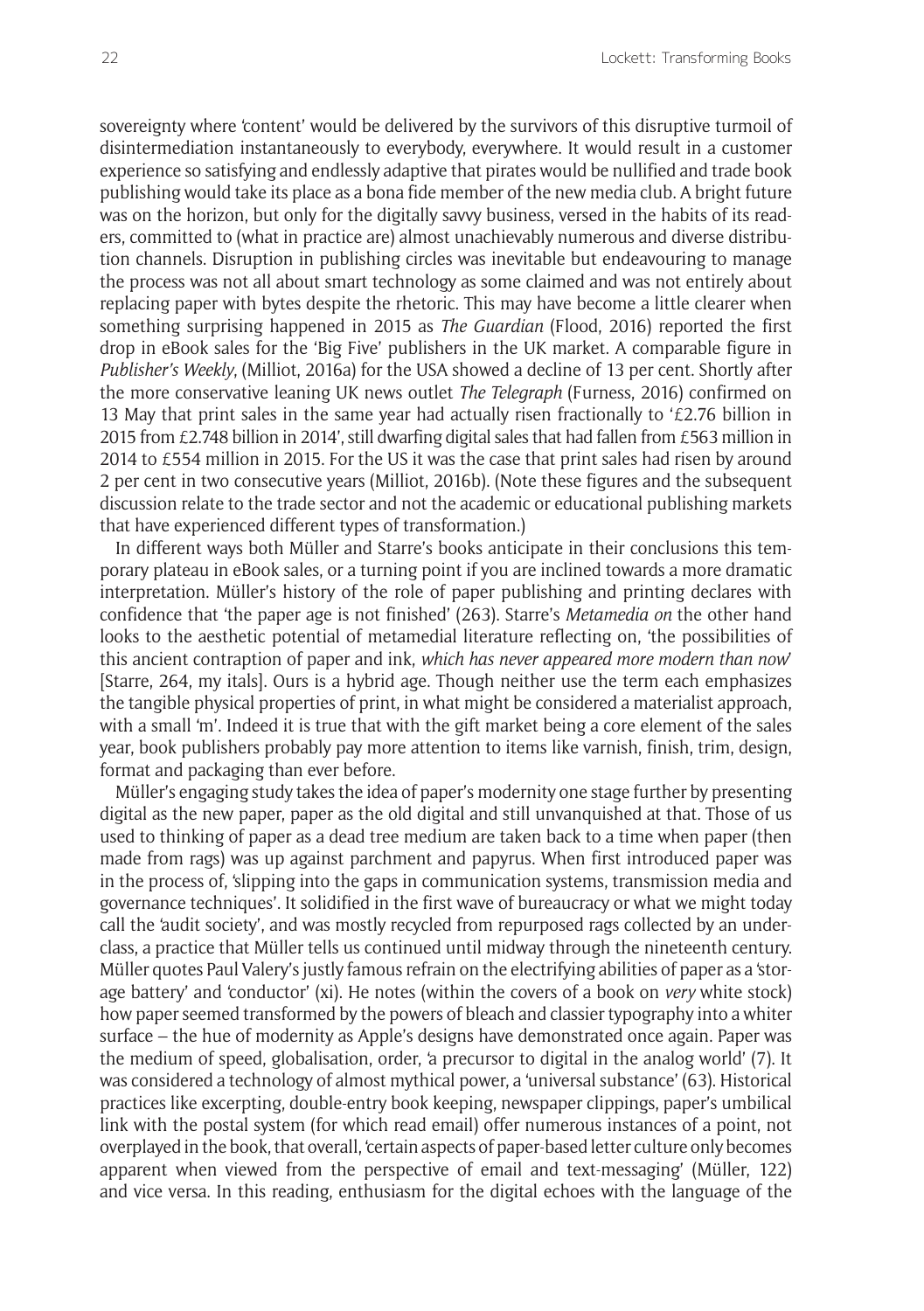sovereignty where 'content' would be delivered by the survivors of this disruptive turmoil of disintermediation instantaneously to everybody, everywhere. It would result in a customer experience so satisfying and endlessly adaptive that pirates would be nullified and trade book publishing would take its place as a bona fide member of the new media club. A bright future was on the horizon, but only for the digitally savvy business, versed in the habits of its readers, committed to (what in practice are) almost unachievably numerous and diverse distribution channels. Disruption in publishing circles was inevitable but endeavouring to manage the process was not all about smart technology as some claimed and was not entirely about replacing paper with bytes despite the rhetoric. This may have become a little clearer when something surprising happened in 2015 as *The Guardian* (Flood, 2016) reported the first drop in eBook sales for the 'Big Five' publishers in the UK market. A comparable figure in *Publisher's Weekly*, (Milliot, 2016a) for the USA showed a decline of 13 per cent. Shortly after the more conservative leaning UK news outlet *The Telegraph* (Furness, 2016) confirmed on 13 May that print sales in the same year had actually risen fractionally to '£2.76 billion in 2015 from £2.748 billion in 2014', still dwarfing digital sales that had fallen from £563 million in 2014 to £554 million in 2015. For the US it was the case that print sales had risen by around 2 per cent in two consecutive years (Milliot, 2016b). (Note these figures and the subsequent discussion relate to the trade sector and not the academic or educational publishing markets that have experienced different types of transformation.)

In different ways both Müller and Starre's books anticipate in their conclusions this temporary plateau in eBook sales, or a turning point if you are inclined towards a more dramatic interpretation. Müller's history of the role of paper publishing and printing declares with confidence that 'the paper age is not finished' (263). Starre's *Metamedia on* the other hand looks to the aesthetic potential of metamedial literature reflecting on, 'the possibilities of this ancient contraption of paper and ink, *which has never appeared more modern than now*' [Starre, 264, my itals]. Ours is a hybrid age. Though neither use the term each emphasizes the tangible physical properties of print, in what might be considered a materialist approach, with a small 'm'. Indeed it is true that with the gift market being a core element of the sales year, book publishers probably pay more attention to items like varnish, finish, trim, design, format and packaging than ever before.

Müller's engaging study takes the idea of paper's modernity one stage further by presenting digital as the new paper, paper as the old digital and still unvanquished at that. Those of us used to thinking of paper as a dead tree medium are taken back to a time when paper (then made from rags) was up against parchment and papyrus. When first introduced paper was in the process of, 'slipping into the gaps in communication systems, transmission media and governance techniques'. It solidified in the first wave of bureaucracy or what we might today call the 'audit society', and was mostly recycled from repurposed rags collected by an underclass, a practice that Müller tells us continued until midway through the nineteenth century. Müller quotes Paul Valery's justly famous refrain on the electrifying abilities of paper as a 'storage battery' and 'conductor' (xi). He notes (within the covers of a book on *very* white stock) how paper seemed transformed by the powers of bleach and classier typography into a whiter surface – the hue of modernity as Apple's designs have demonstrated once again. Paper was the medium of speed, globalisation, order, 'a precursor to digital in the analog world' (7). It was considered a technology of almost mythical power, a 'universal substance' (63). Historical practices like excerpting, double-entry book keeping, newspaper clippings, paper's umbilical link with the postal system (for which read email) offer numerous instances of a point, not overplayed in the book, that overall, 'certain aspects of paper-based letter culture only becomes apparent when viewed from the perspective of email and text-messaging' (Müller, 122) and vice versa. In this reading, enthusiasm for the digital echoes with the language of the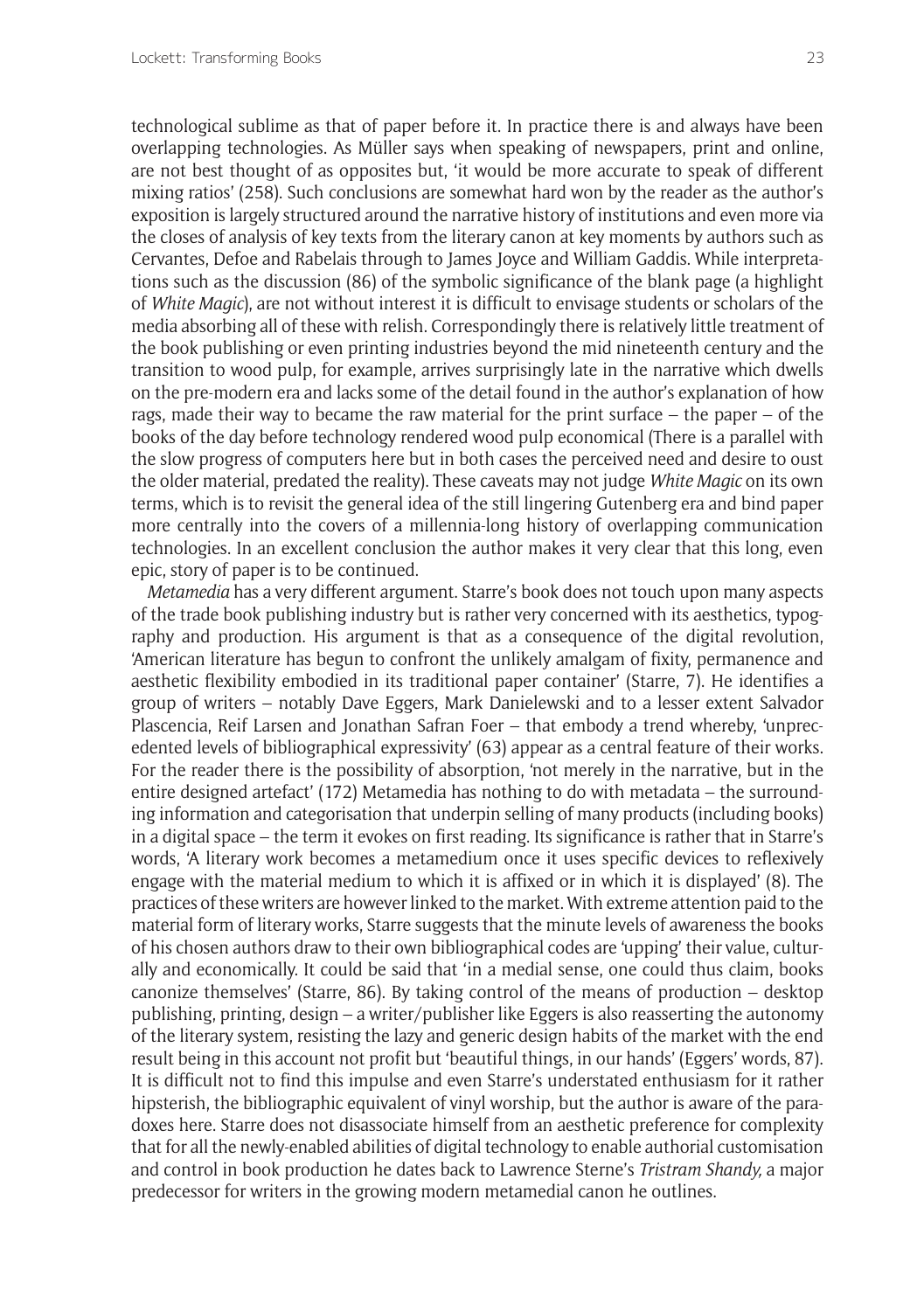technological sublime as that of paper before it. In practice there is and always have been overlapping technologies. As Müller says when speaking of newspapers, print and online, are not best thought of as opposites but, 'it would be more accurate to speak of different mixing ratios' (258). Such conclusions are somewhat hard won by the reader as the author's exposition is largely structured around the narrative history of institutions and even more via the closes of analysis of key texts from the literary canon at key moments by authors such as Cervantes, Defoe and Rabelais through to James Joyce and William Gaddis. While interpretations such as the discussion (86) of the symbolic significance of the blank page (a highlight of *White Magic*), are not without interest it is difficult to envisage students or scholars of the media absorbing all of these with relish. Correspondingly there is relatively little treatment of the book publishing or even printing industries beyond the mid nineteenth century and the transition to wood pulp, for example, arrives surprisingly late in the narrative which dwells on the pre-modern era and lacks some of the detail found in the author's explanation of how rags, made their way to became the raw material for the print surface – the paper – of the books of the day before technology rendered wood pulp economical (There is a parallel with the slow progress of computers here but in both cases the perceived need and desire to oust the older material, predated the reality). These caveats may not judge *White Magic* on its own terms, which is to revisit the general idea of the still lingering Gutenberg era and bind paper more centrally into the covers of a millennia-long history of overlapping communication technologies. In an excellent conclusion the author makes it very clear that this long, even epic, story of paper is to be continued.

*Metamedia* has a very different argument. Starre's book does not touch upon many aspects of the trade book publishing industry but is rather very concerned with its aesthetics, typography and production. His argument is that as a consequence of the digital revolution, 'American literature has begun to confront the unlikely amalgam of fixity, permanence and aesthetic flexibility embodied in its traditional paper container' (Starre, 7). He identifies a group of writers – notably Dave Eggers, Mark Danielewski and to a lesser extent Salvador Plascencia, Reif Larsen and Jonathan Safran Foer – that embody a trend whereby, 'unprecedented levels of bibliographical expressivity' (63) appear as a central feature of their works. For the reader there is the possibility of absorption, 'not merely in the narrative, but in the entire designed artefact' (172) Metamedia has nothing to do with metadata – the surrounding information and categorisation that underpin selling of many products (including books) in a digital space – the term it evokes on first reading. Its significance is rather that in Starre's words, 'A literary work becomes a metamedium once it uses specific devices to reflexively engage with the material medium to which it is affixed or in which it is displayed' (8). The practices of these writers are however linked to the market. With extreme attention paid to the material form of literary works, Starre suggests that the minute levels of awareness the books of his chosen authors draw to their own bibliographical codes are 'upping' their value, culturally and economically. It could be said that 'in a medial sense, one could thus claim, books canonize themselves' (Starre, 86). By taking control of the means of production – desktop publishing, printing, design – a writer/publisher like Eggers is also reasserting the autonomy of the literary system, resisting the lazy and generic design habits of the market with the end result being in this account not profit but 'beautiful things, in our hands' (Eggers' words, 87). It is difficult not to find this impulse and even Starre's understated enthusiasm for it rather hipsterish, the bibliographic equivalent of vinyl worship, but the author is aware of the paradoxes here. Starre does not disassociate himself from an aesthetic preference for complexity that for all the newly-enabled abilities of digital technology to enable authorial customisation and control in book production he dates back to Lawrence Sterne's *Tristram Shandy,* a major predecessor for writers in the growing modern metamedial canon he outlines.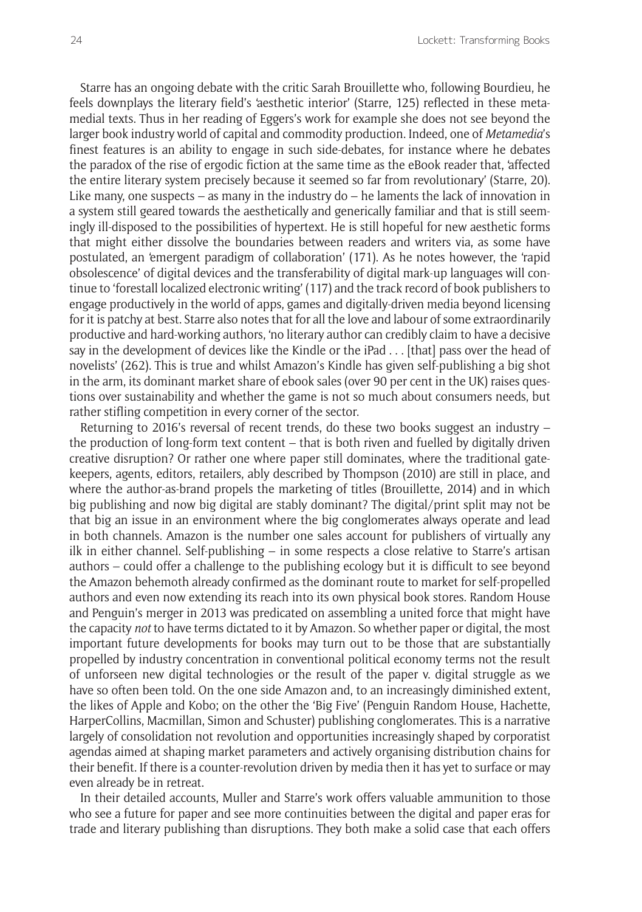Starre has an ongoing debate with the critic Sarah Brouillette who, following Bourdieu, he feels downplays the literary field's 'aesthetic interior' (Starre, 125) reflected in these metamedial texts. Thus in her reading of Eggers's work for example she does not see beyond the larger book industry world of capital and commodity production. Indeed, one of *Metamedia*'s finest features is an ability to engage in such side-debates, for instance where he debates the paradox of the rise of ergodic fiction at the same time as the eBook reader that, 'affected the entire literary system precisely because it seemed so far from revolutionary' (Starre, 20). Like many, one suspects – as many in the industry do – he laments the lack of innovation in a system still geared towards the aesthetically and generically familiar and that is still seemingly ill-disposed to the possibilities of hypertext. He is still hopeful for new aesthetic forms that might either dissolve the boundaries between readers and writers via, as some have postulated, an 'emergent paradigm of collaboration' (171). As he notes however, the 'rapid obsolescence' of digital devices and the transferability of digital mark-up languages will continue to 'forestall localized electronic writing' (117) and the track record of book publishers to engage productively in the world of apps, games and digitally-driven media beyond licensing for it is patchy at best. Starre also notes that for all the love and labour of some extraordinarily productive and hard-working authors, 'no literary author can credibly claim to have a decisive say in the development of devices like the Kindle or the iPad . . . [that] pass over the head of novelists' (262). This is true and whilst Amazon's Kindle has given self-publishing a big shot in the arm, its dominant market share of ebook sales (over 90 per cent in the UK) raises questions over sustainability and whether the game is not so much about consumers needs, but rather stifling competition in every corner of the sector.

Returning to 2016's reversal of recent trends, do these two books suggest an industry – the production of long-form text content – that is both riven and fuelled by digitally driven creative disruption? Or rather one where paper still dominates, where the traditional gatekeepers, agents, editors, retailers, ably described by Thompson (2010) are still in place, and where the author-as-brand propels the marketing of titles (Brouillette, 2014) and in which big publishing and now big digital are stably dominant? The digital/print split may not be that big an issue in an environment where the big conglomerates always operate and lead in both channels. Amazon is the number one sales account for publishers of virtually any ilk in either channel. Self-publishing – in some respects a close relative to Starre's artisan authors – could offer a challenge to the publishing ecology but it is difficult to see beyond the Amazon behemoth already confirmed as the dominant route to market for self-propelled authors and even now extending its reach into its own physical book stores. Random House and Penguin's merger in 2013 was predicated on assembling a united force that might have the capacity *not* to have terms dictated to it by Amazon. So whether paper or digital, the most important future developments for books may turn out to be those that are substantially propelled by industry concentration in conventional political economy terms not the result of unforseen new digital technologies or the result of the paper v. digital struggle as we have so often been told. On the one side Amazon and, to an increasingly diminished extent, the likes of Apple and Kobo; on the other the 'Big Five' (Penguin Random House, Hachette, HarperCollins, Macmillan, Simon and Schuster) publishing conglomerates. This is a narrative largely of consolidation not revolution and opportunities increasingly shaped by corporatist agendas aimed at shaping market parameters and actively organising distribution chains for their benefit. If there is a counter-revolution driven by media then it has yet to surface or may even already be in retreat.

In their detailed accounts, Muller and Starre's work offers valuable ammunition to those who see a future for paper and see more continuities between the digital and paper eras for trade and literary publishing than disruptions. They both make a solid case that each offers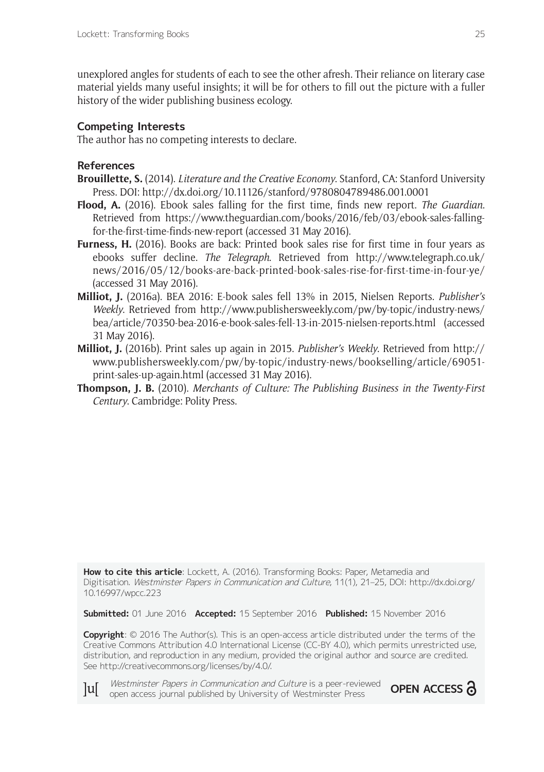unexplored angles for students of each to see the other afresh. Their reliance on literary case material yields many useful insights; it will be for others to fill out the picture with a fuller history of the wider publishing business ecology.

## Competing Interests

The author has no competing interests to declare.

## References

**Brouillette, S.** (2014). *Literature and the Creative Economy*. Stanford, CA: Stanford University Press. DOI: http://dx.doi.org/10.11126/stanford/9780804789486.001.0001

**Flood, A.** (2016). Ebook sales falling for the first time, finds new report. *The Guardian*. Retrieved from https://www.theguardian.com/books/2016/feb/03/ebook-sales-falling-for-the-first-time-finds-new-report (accessed 31 May 2016).

**Furness, H.** (2016). Books are back: Printed book sales rise for first time in four years as ebooks suffer decline. *The Telegraph*. Retrieved from http://www.telegraph.co.uk/news/2016/05/12/books-are-back-printed-book-sales-rise-for-first-time-in-four-ye/ (accessed 31 May 2016).

**Milliot, J.** (2016a). BEA 2016: E-book sales fell 13% in 2015, Nielsen Reports. *Publisher's Weekly*. Retrieved from http://www.publishersweekly.com/pw/by-topic/industry-news/bea/article/70350-bea-2016-e-book-sales-fell-13-in-2015-nielsen-reports.html (accessed 31 May 2016).

**Milliot, J.** (2016b). Print sales up again in 2015. *Publisher's Weekly*. Retrieved from http://www.publishersweekly.com/pw/by-topic/industry-news/bookselling/article/69051-print-sales-up-again.html (accessed 31 May 2016).

**Thompson, J. B.** (2010). *Merchants of Culture: The Publishing Business in the Twenty-First Century*. Cambridge: Polity Press.

**How to cite this article**: Lockett, A. (2016). Transforming Books: Paper, Metamedia and Digitisation. *Westminster Papers in Communication and Culture*, 11(1), 21–25, DOI: http://dx.doi.org/10.16997/wpcc.223

**Submitted:** 01 June 2016 **Accepted:** 15 September 2016 **Published:** 15 November 2016

**Copyright**: © 2016 The Author(s). This is an open-access article distributed under the terms of the Creative Commons Attribution 4.0 International License (CC-BY 4.0), which permits unrestricted use, distribution, and reproduction in any medium, provided the original author and source are credited. See http://creativecommons.org/licenses/by/4.0/.

*Westminster Papers in Communication and Culture* is a peer-reviewed open access journal published by University of Westminster Press

**OPEN ACCESS**